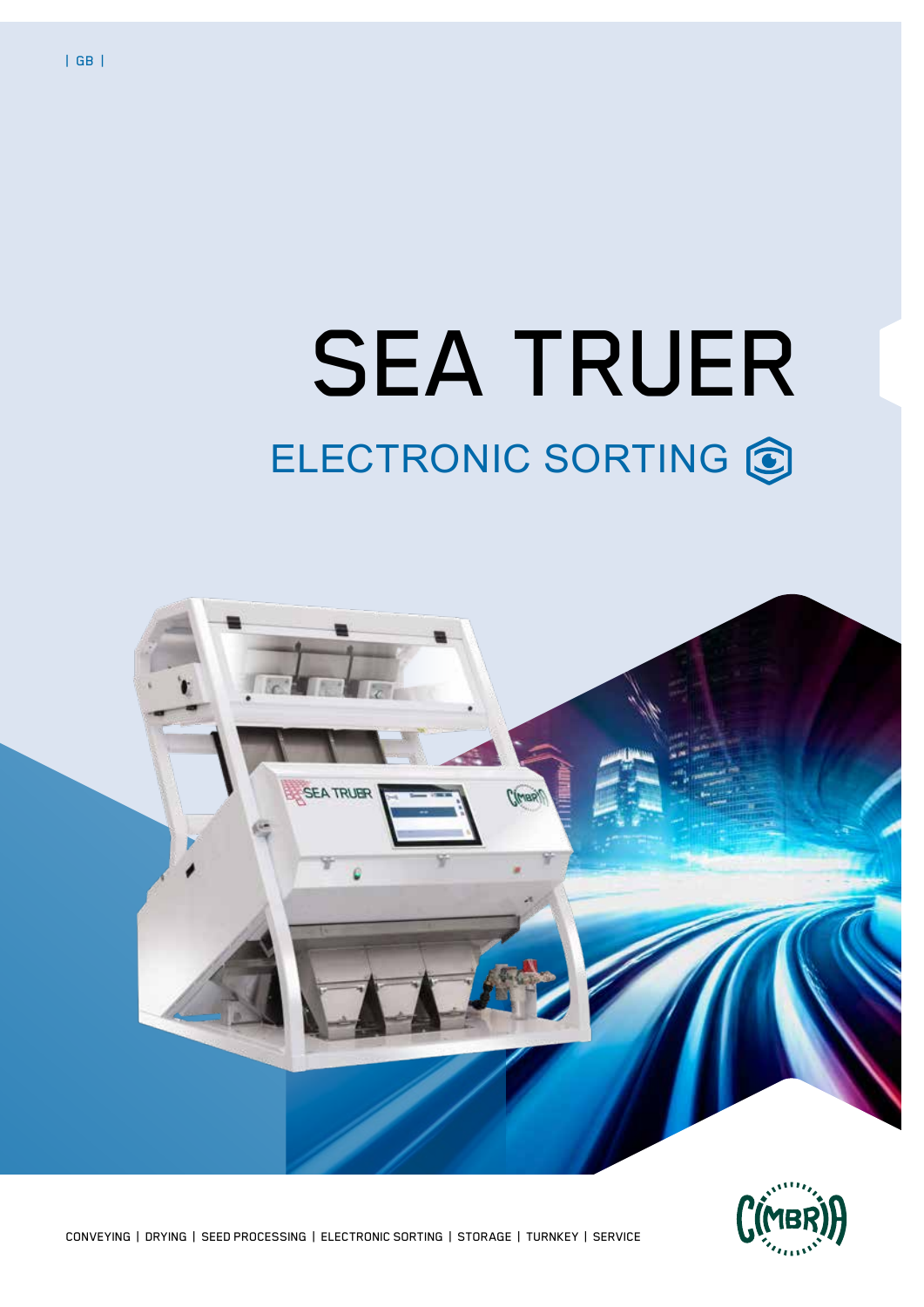| GB |

# SEA TRUER

## ELECTRONIC SORTING

CONVEYING | DRYING | SEED PROCESSING | ELECTRONIC SORTING | STORAGE | TURNKEY | SERVICE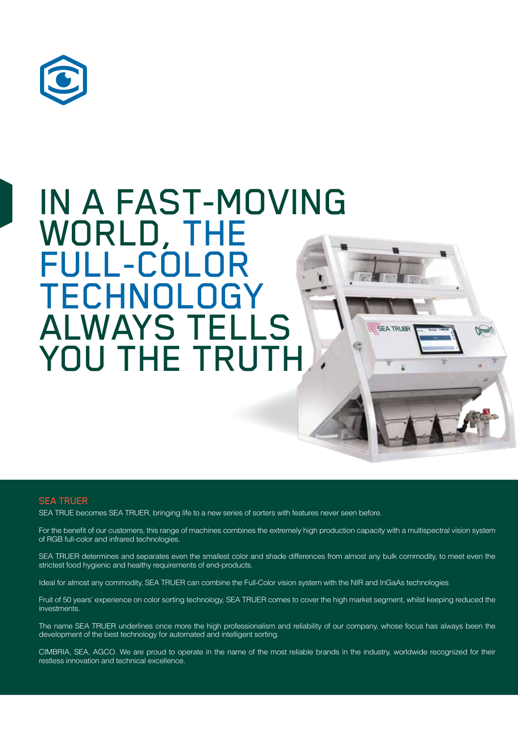# IN A FAST-MOVING WORLD, THE FULL-COLOR TECHNOLOGY ALWAYS TELLS YOU THE TRUTH

## SEA TRUER

SEA TRUE becomes SEA TRUER, bringing life to a new series of sorters with features never seen before.

For the benefit of our customers, this range of machines combines the extremely high production capacity with a multispectral vision system of RGB full-color and infrared technologies.

SEA TRUER determines and separates even the smallest color and shade differences from almost any bulk commodity, to meet even the strictest food hygienic and healthy requirements of end-products.

Ideal for almost any commodity, SEA TRUER can combine the Full-Color vision system with the NIR and InGaAs technologies

Fruit of 50 years' experience on color sorting technology, SEA TRUER comes to cover the high market segment, whilst keeping reduced the investments.

The name SEA TRUER underlines once more the high professionalism and reliability of our company, whose focus has always been the development of the best technology for automated and intelligent sorting.

CIMBRIA, SEA, AGCO. We are proud to operate in the name of the most reliable brands in the industry, worldwide recognized for their restless innovation and technical excellence.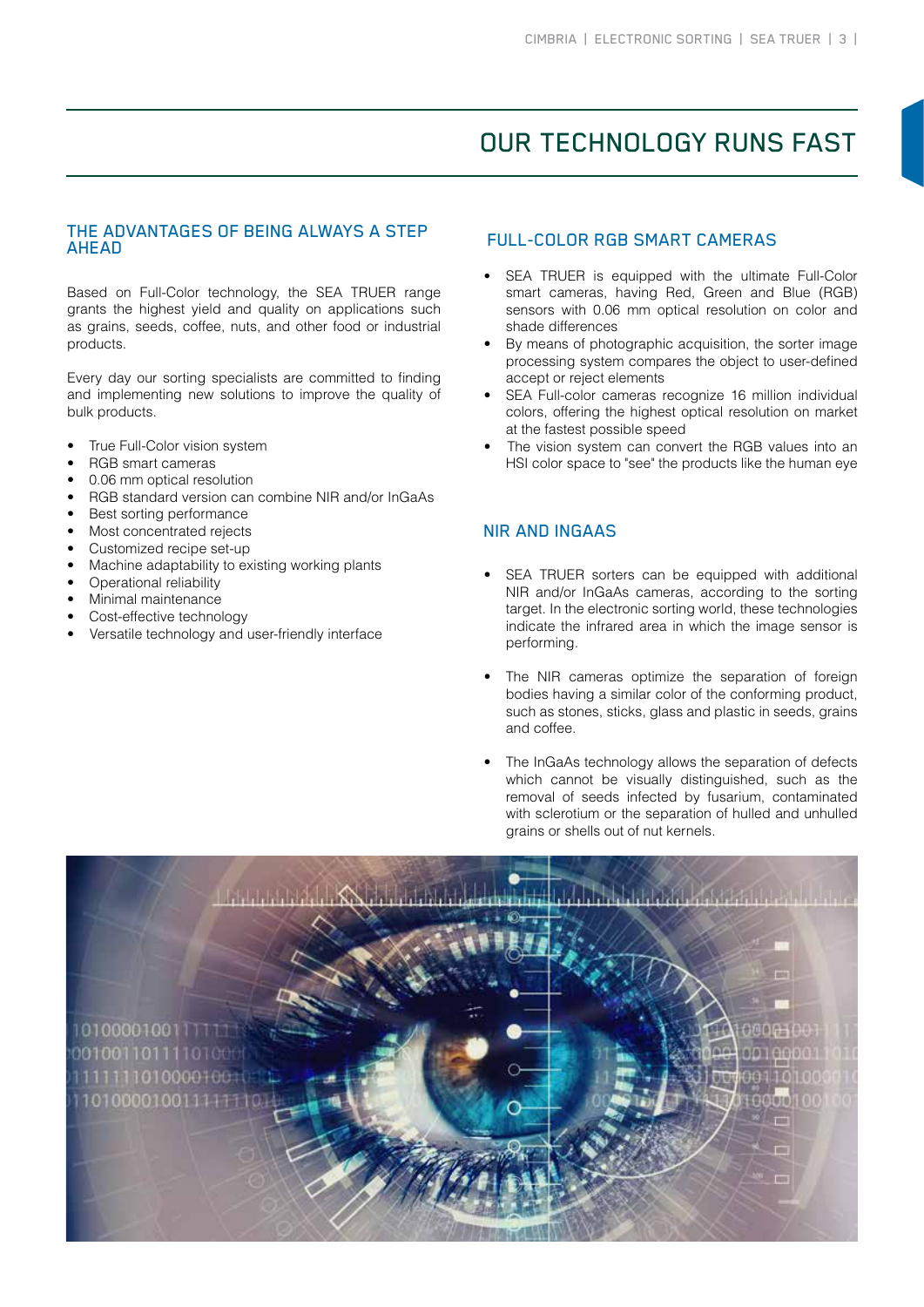# OUR TECHNOLOGY RUNS FAST

## THE ADVANTAGES OF BEING ALWAYS A STEP AHEAD

Based on Full-Color technology, the SEA TRUER range grants the highest yield and quality on applications such as grains, seeds, coffee, nuts, and other food or industrial products.

Every day our sorting specialists are committed to finding and implementing new solutions to improve the quality of bulk products.

- True Full-Color vision system
- RGB smart cameras
- 0.06 mm optical resolution
- RGB standard version can combine NIR and/or InGaAs
- Best sorting performance
- Most concentrated rejects
- Customized recipe set-up
- Machine adaptability to existing working plants
- Operational reliability
- Minimal maintenance
- Cost-effective technology
- Versatile technology and user-friendly interface

## FULL-COLOR RGB SMART CAMERAS

- SEA TRUER is equipped with the ultimate Full-Color smart cameras, having Red, Green and Blue (RGB) sensors with 0.06 mm optical resolution on color and shade differences
- By means of photographic acquisition, the sorter image processing system compares the object to user-defined accept or reject elements
- SEA Full-color cameras recognize 16 million individual colors, offering the highest optical resolution on market at the fastest possible speed
- The vision system can convert the RGB values into an HSI color space to "see" the products like the human eye

## NIR AND INGAAS

- SEA TRUER sorters can be equipped with additional NIR and/or InGaAs cameras, according to the sorting target. In the electronic sorting world, these technologies indicate the infrared area in which the image sensor is performing.
- The NIR cameras optimize the separation of foreign bodies having a similar color of the conforming product, such as stones, sticks, glass and plastic in seeds, grains and coffee.
- The InGaAs technology allows the separation of defects which cannot be visually distinguished, such as the removal of seeds infected by fusarium, contaminated with sclerotium or the separation of hulled and unhulled grains or shells out of nut kernels.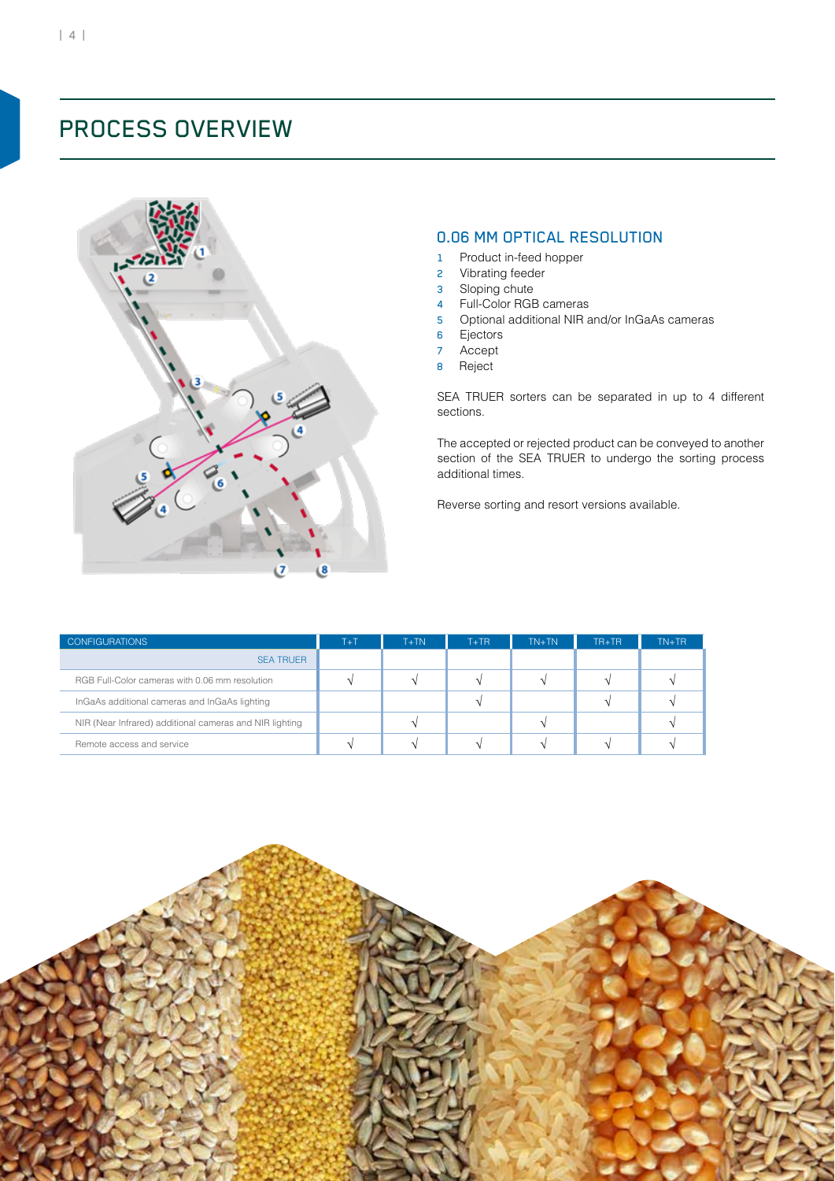# PROCESS OVERVIEW

## 0.06 MM OPTICAL RESOLUTION

1. Product in-feed hopper
2. Vibrating feeder
3. Sloping chute
4. Full-Color RGB cameras
5. Optional additional NIR and/or InGaAs cameras
6. Ejectors
7. Accept
8. Reject

SEA TRUER sorters can be separated in up to 4 different sections.

The accepted or rejected product can be conveyed to another section of the SEA TRUER to undergo the sorting process additional times.

Reverse sorting and resort versions available.

| CONFIGURATIONS | T+T | T+TN | T+TR | TN+TN | TR+TR | TN+TR |
|---|---|---|---|---|---|---|
| SEA TRUER | | | | | | |
| RGB Full-Color cameras with 0.06 mm resolution | √ | √ | √ | √ | √ | √ |
| InGaAs additional cameras and InGaAs lighting | | | √ | | √ | √ |
| NIR (Near Infrared) additional cameras and NIR lighting | | √ | | √ | | √ |
| Remote access and service | √ | √ | √ | √ | √ | √ |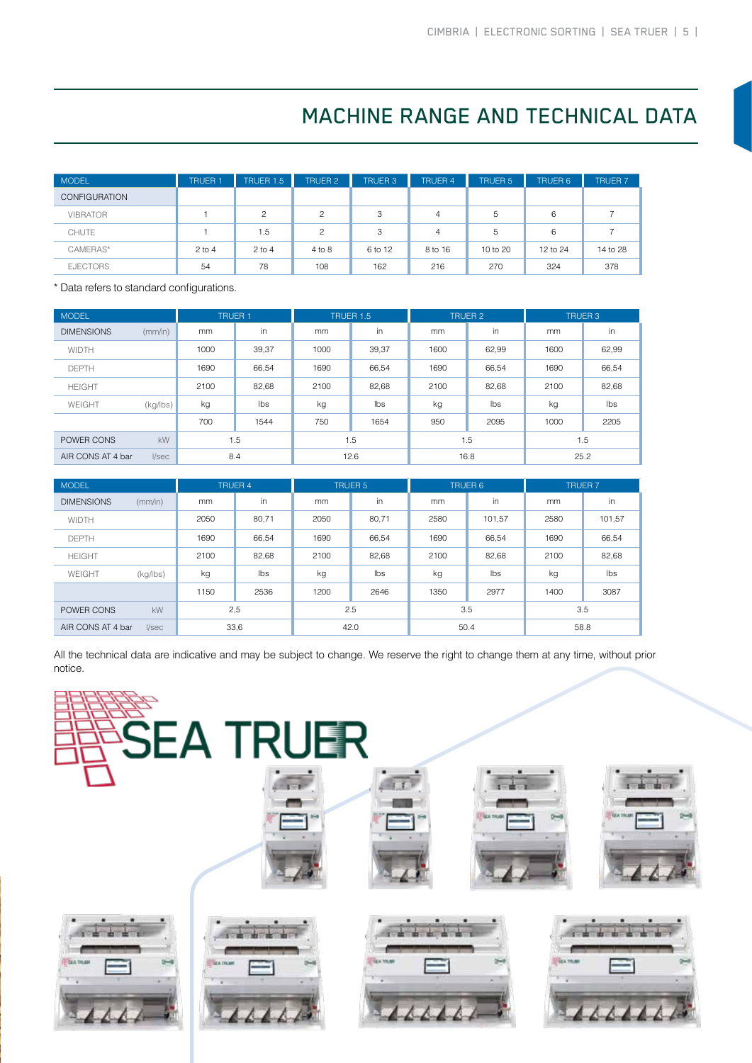# MACHINE RANGE AND TECHNICAL DATA

| MODEL | TRUER 1 | TRUER 1.5 | TRUER 2 | TRUER 3 | TRUER 4 | TRUER 5 | TRUER 6 | TRUER 7 |
|---|---|---|---|---|---|---|---|---|
| CONFIGURATION | | | | | | | | |
| VIBRATOR | 1 | 2 | 2 | 3 | 4 | 5 | 6 | 7 |
| CHUTE | 1 | 1.5 | 2 | 3 | 4 | 5 | 6 | 7 |
| CAMERAS* | 2 to 4 | 2 to 4 | 4 to 8 | 6 to 12 | 8 to 16 | 10 to 20 | 12 to 24 | 14 to 28 |
| EJECTORS | 54 | 78 | 108 | 162 | 216 | 270 | 324 | 378 |

* Data refers to standard configurations.

| MODEL | | TRUER 1 | | TRUER 1.5 | | TRUER 2 | | TRUER 3 | |
|---|---|---|---|---|---|---|---|---|---|
| DIMENSIONS | (mm/in) | mm | in | mm | in | mm | in | mm | in |
| WIDTH | | 1000 | 39,37 | 1000 | 39,37 | 1600 | 62,99 | 1600 | 62,99 |
| DEPTH | | 1690 | 66,54 | 1690 | 66,54 | 1690 | 66,54 | 1690 | 66,54 |
| HEIGHT | | 2100 | 82,68 | 2100 | 82,68 | 2100 | 82,68 | 2100 | 82,68 |
| WEIGHT | (kg/lbs) | kg | lbs | kg | lbs | kg | lbs | kg | lbs |
| | | 700 | 1544 | 750 | 1654 | 950 | 2095 | 1000 | 2205 |
| POWER CONS | kW | 1.5 | | 1.5 | | 1.5 | | 1.5 | |
| AIR CONS AT 4 bar | l/sec | 8.4 | | 12.6 | | 16.8 | | 25.2 | |

| MODEL | | TRUER 4 | | TRUER 5 | | TRUER 6 | | TRUER 7 | |
|---|---|---|---|---|---|---|---|---|---|
| DIMENSIONS | (mm/in) | mm | in | mm | in | mm | in | mm | in |
| WIDTH | | 2050 | 80,71 | 2050 | 80,71 | 2580 | 101,57 | 2580 | 101,57 |
| DEPTH | | 1690 | 66,54 | 1690 | 66,54 | 1690 | 66,54 | 1690 | 66,54 |
| HEIGHT | | 2100 | 82,68 | 2100 | 82,68 | 2100 | 82,68 | 2100 | 82,68 |
| WEIGHT | (kg/lbs) | kg | lbs | kg | lbs | kg | lbs | kg | lbs |
| | | 1150 | 2536 | 1200 | 2646 | 1350 | 2977 | 1400 | 3087 |
| POWER CONS | kW | 2,5 | | 2.5 | | 3.5 | | 3.5 | |
| AIR CONS AT 4 bar | l/sec | 33,6 | | 42.0 | | 50.4 | | 58.8 | |

All the technical data are indicative and may be subject to change. We reserve the right to change them at any time, without prior notice.

SEA TRUER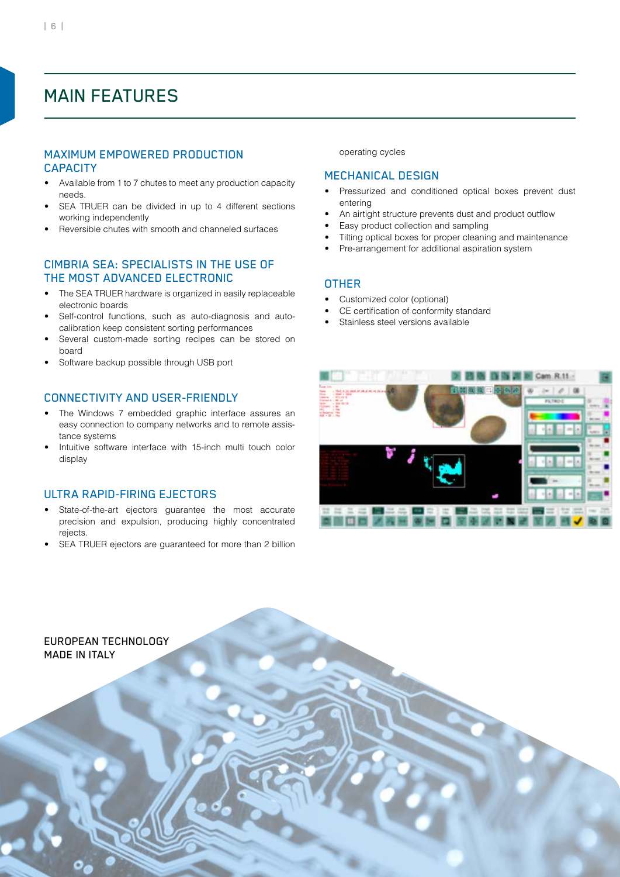# MAIN FEATURES

## MAXIMUM EMPOWERED PRODUCTION CAPACITY

- Available from 1 to 7 chutes to meet any production capacity needs.
- SEA TRUER can be divided in up to 4 different sections working independently
- Reversible chutes with smooth and channeled surfaces

## CIMBRIA SEA: SPECIALISTS IN THE USE OF THE MOST ADVANCED ELECTRONIC

- The SEA TRUER hardware is organized in easily replaceable electronic boards
- Self-control functions, such as auto-diagnosis and auto-calibration keep consistent sorting performances
- Several custom-made sorting recipes can be stored on board
- Software backup possible through USB port

## CONNECTIVITY AND USER-FRIENDLY

- The Windows 7 embedded graphic interface assures an easy connection to company networks and to remote assistance systems
- Intuitive software interface with 15-inch multi touch color display

## ULTRA RAPID-FIRING EJECTORS

- State-of-the-art ejectors guarantee the most accurate precision and expulsion, producing highly concentrated rejects.
- SEA TRUER ejectors are guaranteed for more than 2 billion operating cycles

## MECHANICAL DESIGN

- Pressurized and conditioned optical boxes prevent dust entering
- An airtight structure prevents dust and product outflow
- Easy product collection and sampling
- Tilting optical boxes for proper cleaning and maintenance
- Pre-arrangement for additional aspiration system

## OTHER

- Customized color (optional)
- CE certification of conformity standard
- Stainless steel versions available

EUROPEAN TECHNOLOGY
MADE IN ITALY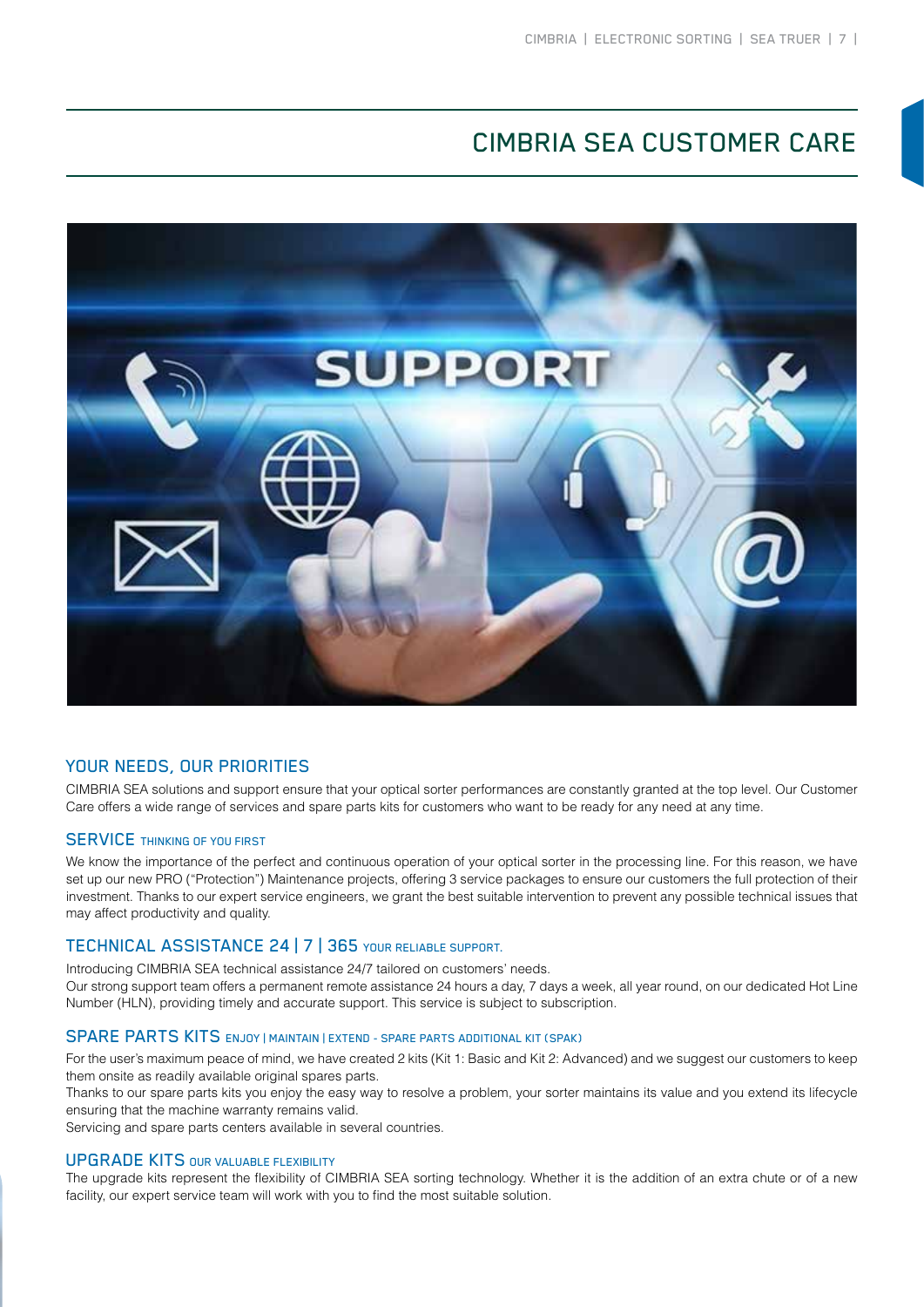# CIMBRIA SEA CUSTOMER CARE

## YOUR NEEDS, OUR PRIORITIES

CIMBRIA SEA solutions and support ensure that your optical sorter performances are constantly granted at the top level. Our Customer Care offers a wide range of services and spare parts kits for customers who want to be ready for any need at any time.

### SERVICE THINKING OF YOU FIRST

We know the importance of the perfect and continuous operation of your optical sorter in the processing line. For this reason, we have set up our new PRO ("Protection") Maintenance projects, offering 3 service packages to ensure our customers the full protection of their investment. Thanks to our expert service engineers, we grant the best suitable intervention to prevent any possible technical issues that may affect productivity and quality.

### TECHNICAL ASSISTANCE 24 | 7 | 365 YOUR RELIABLE SUPPORT.

Introducing CIMBRIA SEA technical assistance 24/7 tailored on customers' needs.
Our strong support team offers a permanent remote assistance 24 hours a day, 7 days a week, all year round, on our dedicated Hot Line Number (HLN), providing timely and accurate support. This service is subject to subscription.

### SPARE PARTS KITS ENJOY | MAINTAIN | EXTEND - SPARE PARTS ADDITIONAL KIT (SPAK)

For the user's maximum peace of mind, we have created 2 kits (Kit 1: Basic and Kit 2: Advanced) and we suggest our customers to keep them onsite as readily available original spares parts.
Thanks to our spare parts kits you enjoy the easy way to resolve a problem, your sorter maintains its value and you extend its lifecycle ensuring that the machine warranty remains valid.
Servicing and spare parts centers available in several countries.

### UPGRADE KITS OUR VALUABLE FLEXIBILITY

The upgrade kits represent the flexibility of CIMBRIA SEA sorting technology. Whether it is the addition of an extra chute or of a new facility, our expert service team will work with you to find the most suitable solution.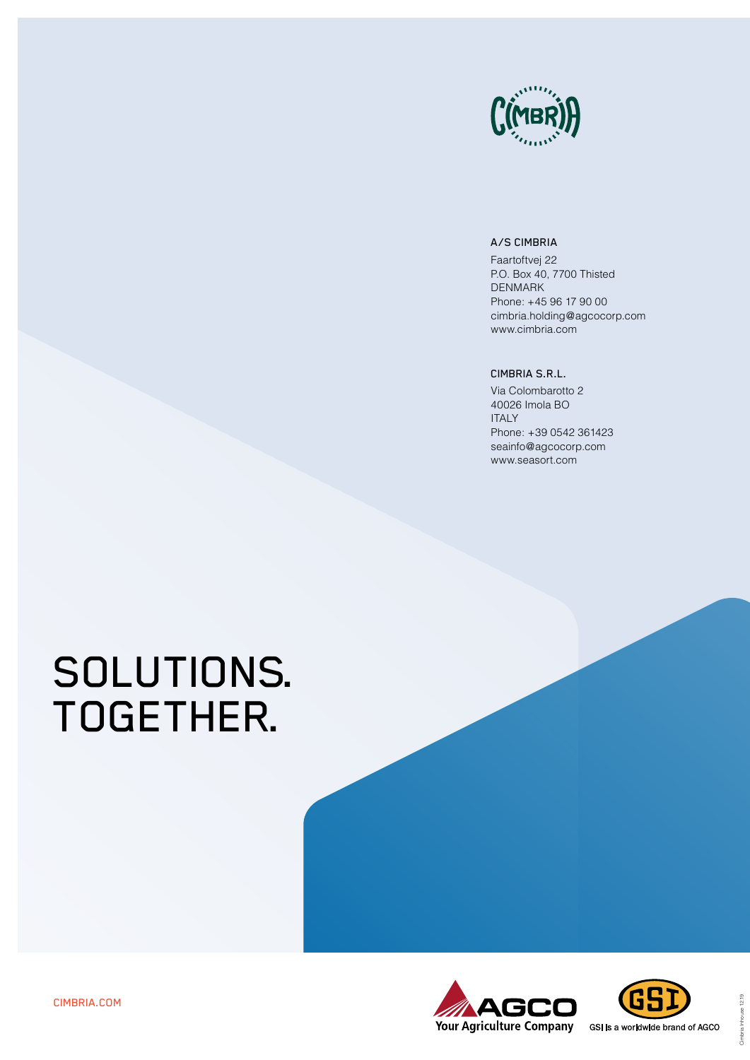A/S CIMBRIA

Faartoftvej 22
P.O. Box 40, 7700 Thisted
DENMARK
Phone: +45 96 17 90 00
cimbria.holding@agcocorp.com
www.cimbria.com

CIMBRIA S.R.L.

Via Colombarotto 2
40026 Imola BO
ITALY
Phone: +39 0542 361423
seainfo@agcocorp.com
www.seasort.com

# SOLUTIONS. TOGETHER.

CIMBRIA.COM

AGCO
Your Agriculture Company

GSI is a worldwide brand of AGCO

Cimbria Inhouse 12.19